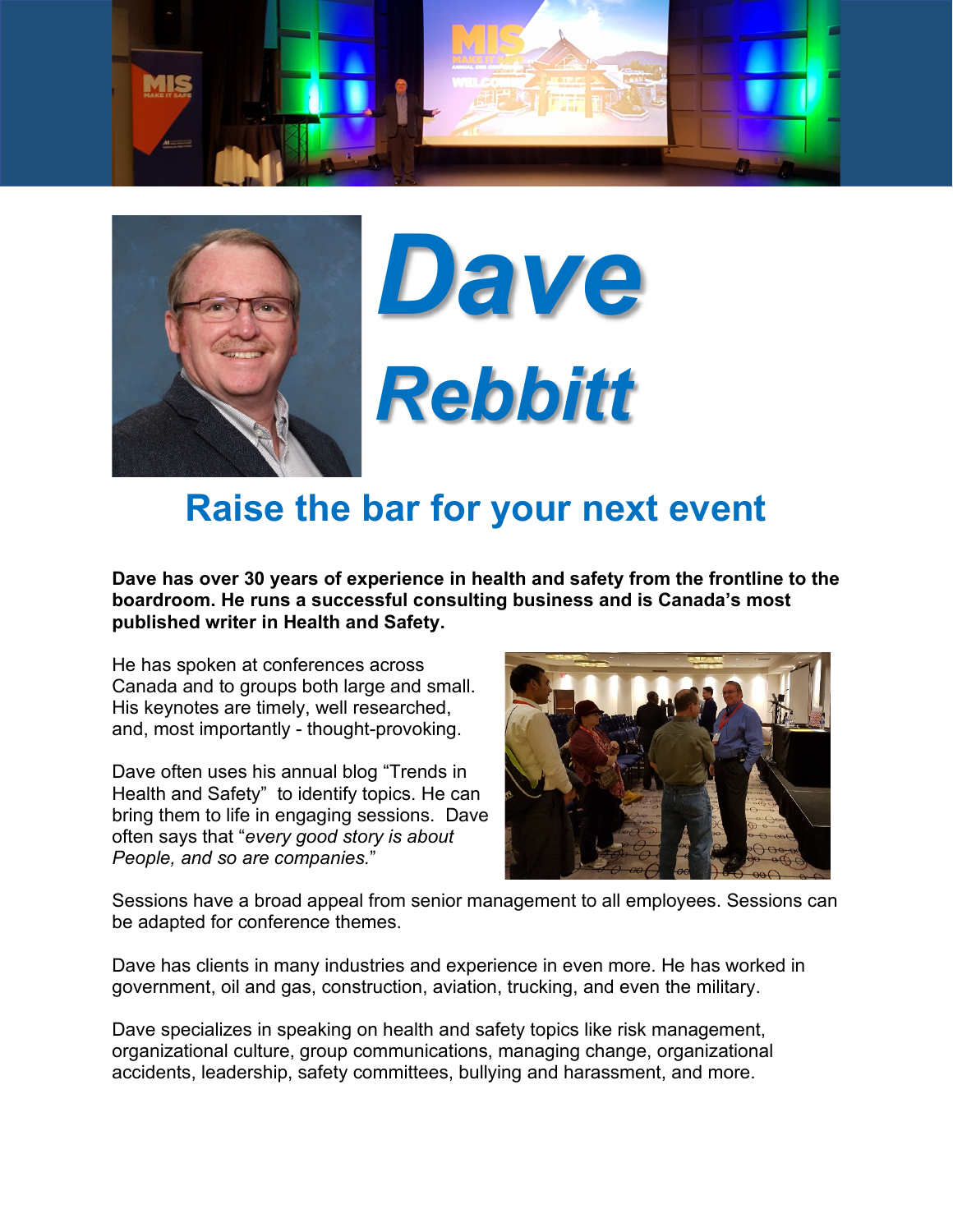# Dave Rebbitt

## Raise the bar for your next event

**Dave has over 30 years of experience in health and safety from the frontline to the boardroom. He runs a successful consulting business and is Canada's most published writer in Health and Safety.**

He has spoken at conferences across Canada and to groups both large and small. His keynotes are timely, well researched, and, most importantly - thought-provoking.

Dave often uses his annual blog "Trends in Health and Safety" to identify topics. He can bring them to life in engaging sessions. Dave often says that "*every good story is about People, and so are companies.*"

Sessions have a broad appeal from senior management to all employees. Sessions can be adapted for conference themes.

Dave has clients in many industries and experience in even more. He has worked in government, oil and gas, construction, aviation, trucking, and even the military.

Dave specializes in speaking on health and safety topics like risk management, organizational culture, group communications, managing change, organizational accidents, leadership, safety committees, bullying and harassment, and more.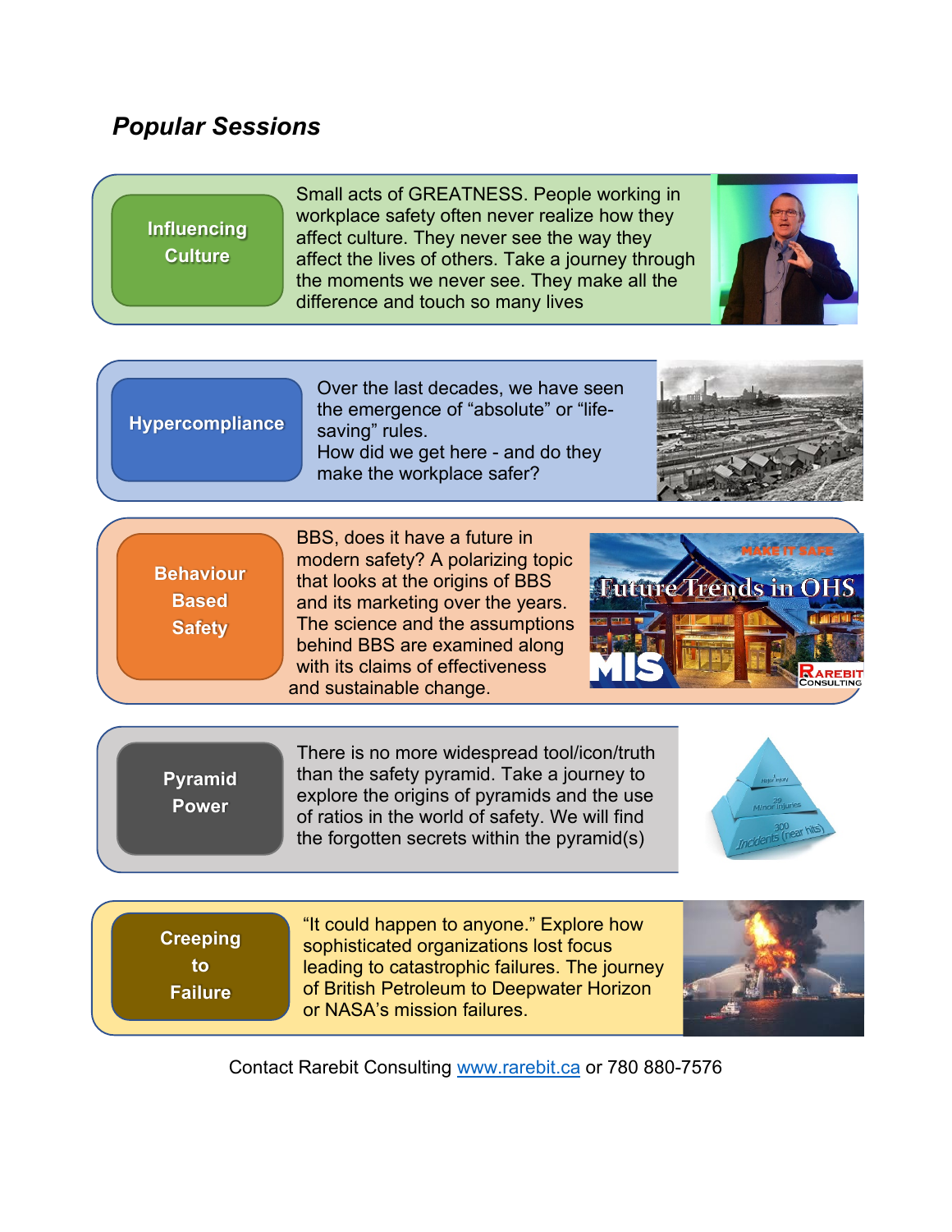## *Popular Sessions*

**Influencing Culture**

Small acts of GREATNESS. People working in workplace safety often never realize how they affect culture. They never see the way they affect the lives of others. Take a journey through the moments we never see. They make all the difference and touch so many lives

**Hypercompliance**

Over the last decades, we have seen the emergence of "absolute" or "life-saving" rules.
How did we get here - and do they make the workplace safer?

**Behaviour Based Safety**

BBS, does it have a future in modern safety? A polarizing topic that looks at the origins of BBS and its marketing over the years. The science and the assumptions behind BBS are examined along with its claims of effectiveness and sustainable change.

**Pyramid Power**

There is no more widespread tool/icon/truth than the safety pyramid. Take a journey to explore the origins of pyramids and the use of ratios in the world of safety. We will find the forgotten secrets within the pyramid(s)

**Creeping to Failure**

"It could happen to anyone." Explore how sophisticated organizations lost focus leading to catastrophic failures. The journey of British Petroleum to Deepwater Horizon or NASA's mission failures.

Contact Rarebit Consulting [www.rarebit.ca](http://www.rarebit.ca) or 780 880-7576